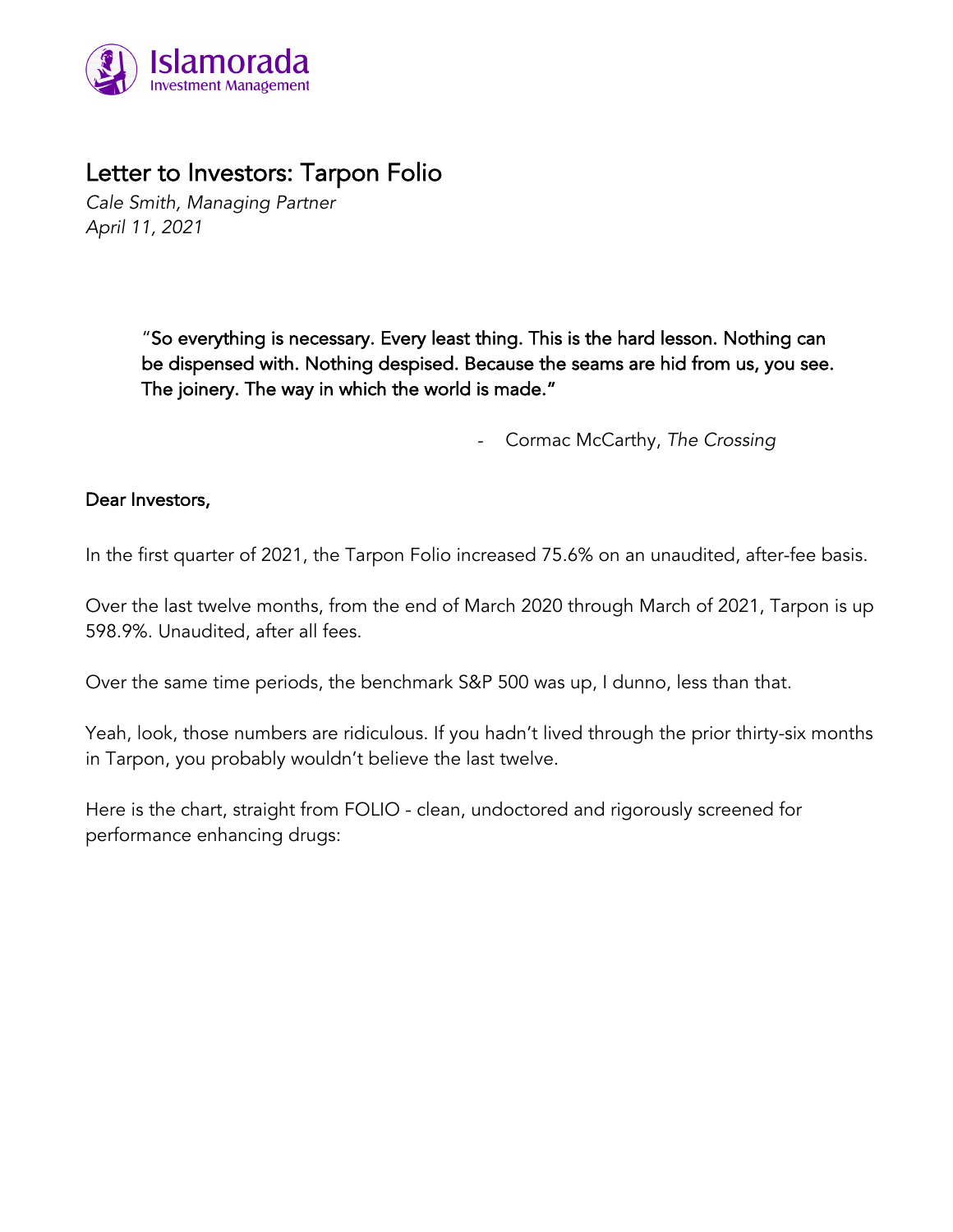# Letter to Investors: Tarpon Folio

*Cale Smith, Managing Partner*
*April 11, 2021*

> "So everything is necessary. Every least thing. This is the hard lesson. Nothing can be dispensed with. Nothing despised. Because the seams are hid from us, you see. The joinery. The way in which the world is made."
>
> \- Cormac McCarthy, *The Crossing*

Dear Investors,

In the first quarter of 2021, the Tarpon Folio increased 75.6% on an unaudited, after-fee basis.

Over the last twelve months, from the end of March 2020 through March of 2021, Tarpon is up 598.9%. Unaudited, after all fees.

Over the same time periods, the benchmark S&P 500 was up, I dunno, less than that.

Yeah, look, those numbers are ridiculous. If you hadn't lived through the prior thirty-six months in Tarpon, you probably wouldn't believe the last twelve.

Here is the chart, straight from FOLIO - clean, undoctored and rigorously screened for performance enhancing drugs: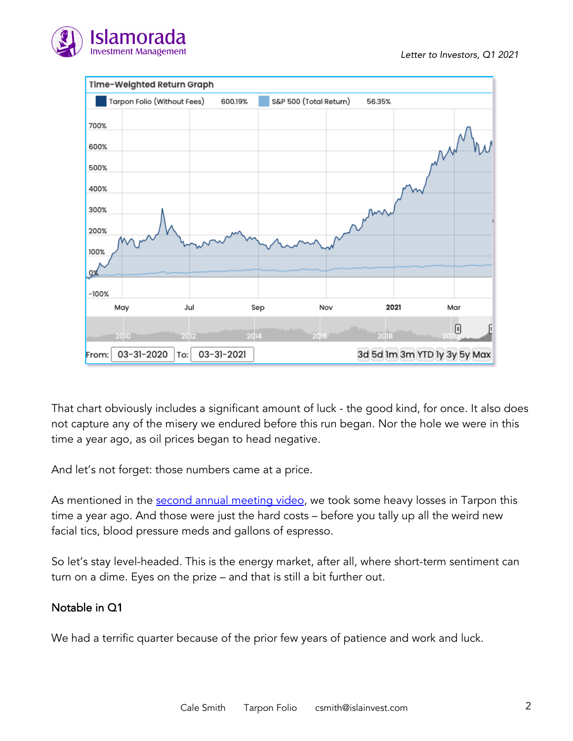Time-Weighted Return Graph

Tarpon Folio (Without Fees) 600.19% | S&P 500 (Total Return) 56.35%

From: 03-31-2020 To: 03-31-2021

That chart obviously includes a significant amount of luck - the good kind, for once. It also does not capture any of the misery we endured before this run began. Nor the hole we were in this time a year ago, as oil prices began to head negative.

And let's not forget: those numbers came at a price.

As mentioned in the [second annual meeting video](), we took some heavy losses in Tarpon this time a year ago. And those were just the hard costs – before you tally up all the weird new facial tics, blood pressure meds and gallons of espresso.

So let's stay level-headed. This is the energy market, after all, where short-term sentiment can turn on a dime. Eyes on the prize – and that is still a bit further out.

## Notable in Q1

We had a terrific quarter because of the prior few years of patience and work and luck.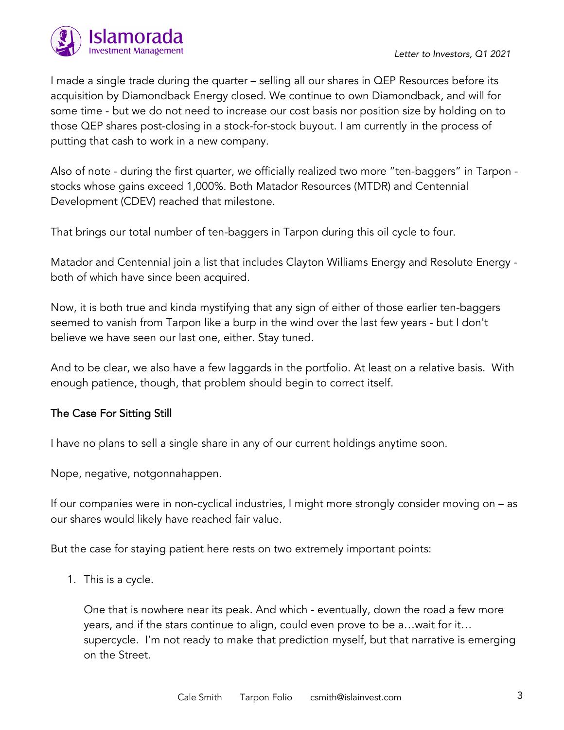I made a single trade during the quarter – selling all our shares in QEP Resources before its acquisition by Diamondback Energy closed. We continue to own Diamondback, and will for some time - but we do not need to increase our cost basis nor position size by holding on to those QEP shares post-closing in a stock-for-stock buyout. I am currently in the process of putting that cash to work in a new company.

Also of note - during the first quarter, we officially realized two more "ten-baggers" in Tarpon - stocks whose gains exceed 1,000%. Both Matador Resources (MTDR) and Centennial Development (CDEV) reached that milestone.

That brings our total number of ten-baggers in Tarpon during this oil cycle to four.

Matador and Centennial join a list that includes Clayton Williams Energy and Resolute Energy - both of which have since been acquired.

Now, it is both true and kinda mystifying that any sign of either of those earlier ten-baggers seemed to vanish from Tarpon like a burp in the wind over the last few years - but I don't believe we have seen our last one, either. Stay tuned.

And to be clear, we also have a few laggards in the portfolio. At least on a relative basis. With enough patience, though, that problem should begin to correct itself.

## The Case For Sitting Still

I have no plans to sell a single share in any of our current holdings anytime soon.

Nope, negative, notgonnahappen.

If our companies were in non-cyclical industries, I might more strongly consider moving on – as our shares would likely have reached fair value.

But the case for staying patient here rests on two extremely important points:

1. This is a cycle.

   One that is nowhere near its peak. And which - eventually, down the road a few more years, and if the stars continue to align, could even prove to be a…wait for it… supercycle. I'm not ready to make that prediction myself, but that narrative is emerging on the Street.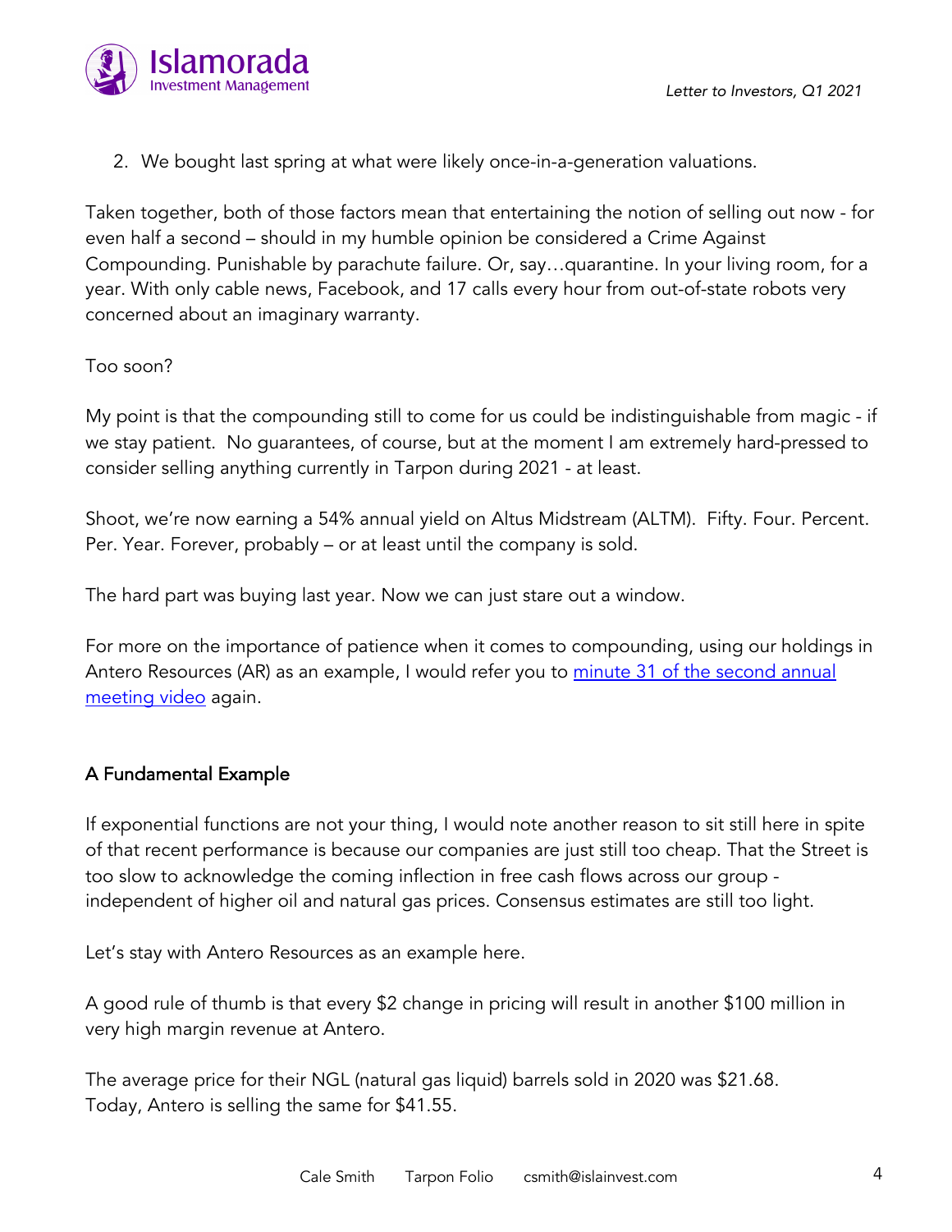2. We bought last spring at what were likely once-in-a-generation valuations.

Taken together, both of those factors mean that entertaining the notion of selling out now - for even half a second – should in my humble opinion be considered a Crime Against Compounding. Punishable by parachute failure. Or, say…quarantine. In your living room, for a year. With only cable news, Facebook, and 17 calls every hour from out-of-state robots very concerned about an imaginary warranty.

Too soon?

My point is that the compounding still to come for us could be indistinguishable from magic - if we stay patient. No guarantees, of course, but at the moment I am extremely hard-pressed to consider selling anything currently in Tarpon during 2021 - at least.

Shoot, we're now earning a 54% annual yield on Altus Midstream (ALTM). Fifty. Four. Percent. Per. Year. Forever, probably – or at least until the company is sold.

The hard part was buying last year. Now we can just stare out a window.

For more on the importance of patience when it comes to compounding, using our holdings in Antero Resources (AR) as an example, I would refer you to [minute 31 of the second annual meeting video]() again.

## A Fundamental Example

If exponential functions are not your thing, I would note another reason to sit still here in spite of that recent performance is because our companies are just still too cheap. That the Street is too slow to acknowledge the coming inflection in free cash flows across our group - independent of higher oil and natural gas prices. Consensus estimates are still too light.

Let's stay with Antero Resources as an example here.

A good rule of thumb is that every $2 change in pricing will result in another $100 million in very high margin revenue at Antero.

The average price for their NGL (natural gas liquid) barrels sold in 2020 was $21.68.
Today, Antero is selling the same for $41.55.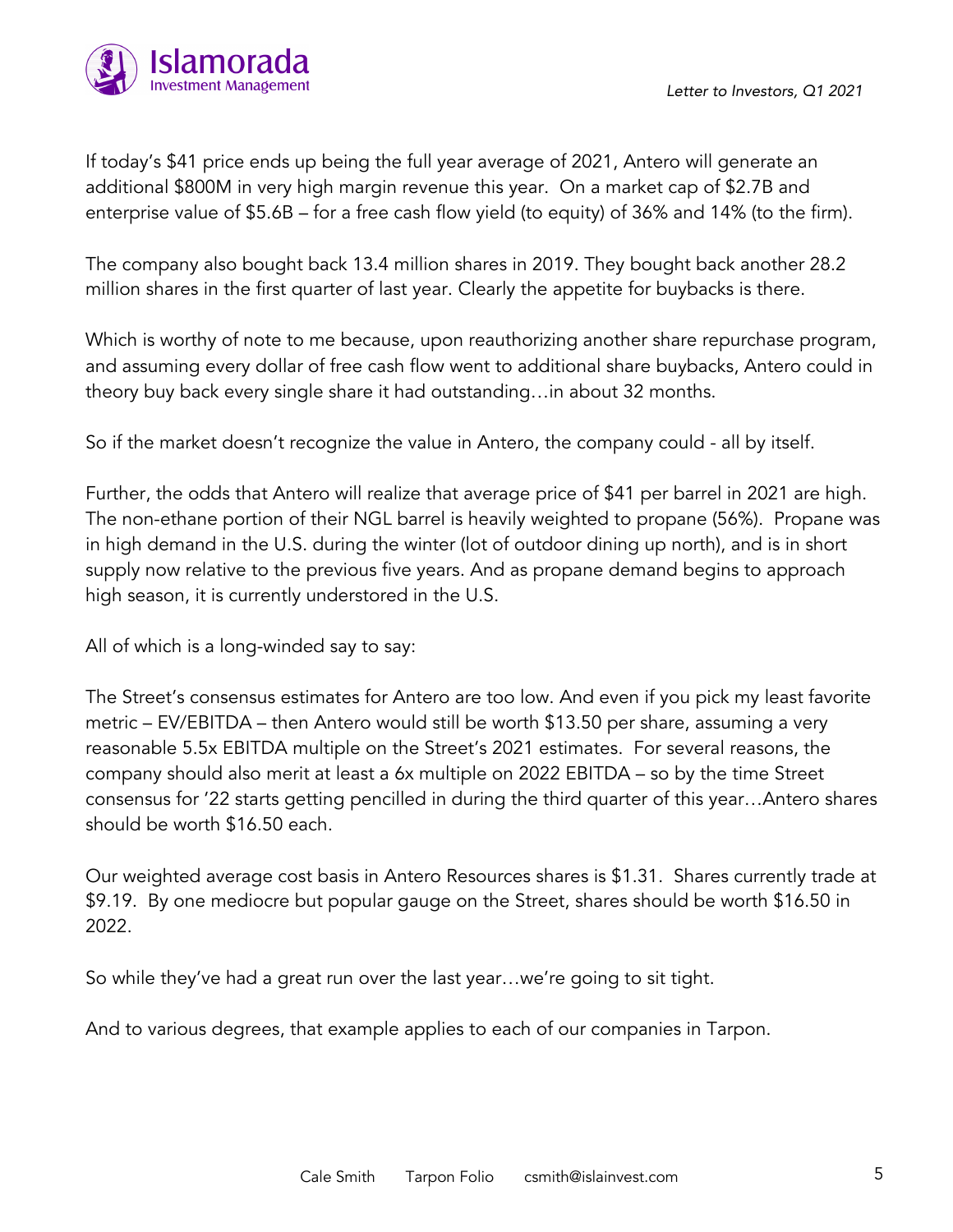If today's $41 price ends up being the full year average of 2021, Antero will generate an additional $800M in very high margin revenue this year. On a market cap of $2.7B and enterprise value of $5.6B – for a free cash flow yield (to equity) of 36% and 14% (to the firm).

The company also bought back 13.4 million shares in 2019. They bought back another 28.2 million shares in the first quarter of last year. Clearly the appetite for buybacks is there.

Which is worthy of note to me because, upon reauthorizing another share repurchase program, and assuming every dollar of free cash flow went to additional share buybacks, Antero could in theory buy back every single share it had outstanding…in about 32 months.

So if the market doesn't recognize the value in Antero, the company could - all by itself.

Further, the odds that Antero will realize that average price of $41 per barrel in 2021 are high. The non-ethane portion of their NGL barrel is heavily weighted to propane (56%). Propane was in high demand in the U.S. during the winter (lot of outdoor dining up north), and is in short supply now relative to the previous five years. And as propane demand begins to approach high season, it is currently understored in the U.S.

All of which is a long-winded say to say:

The Street's consensus estimates for Antero are too low. And even if you pick my least favorite metric – EV/EBITDA – then Antero would still be worth $13.50 per share, assuming a very reasonable 5.5x EBITDA multiple on the Street's 2021 estimates. For several reasons, the company should also merit at least a 6x multiple on 2022 EBITDA – so by the time Street consensus for '22 starts getting pencilled in during the third quarter of this year…Antero shares should be worth $16.50 each.

Our weighted average cost basis in Antero Resources shares is $1.31. Shares currently trade at $9.19. By one mediocre but popular gauge on the Street, shares should be worth $16.50 in 2022.

So while they've had a great run over the last year…we're going to sit tight.

And to various degrees, that example applies to each of our companies in Tarpon.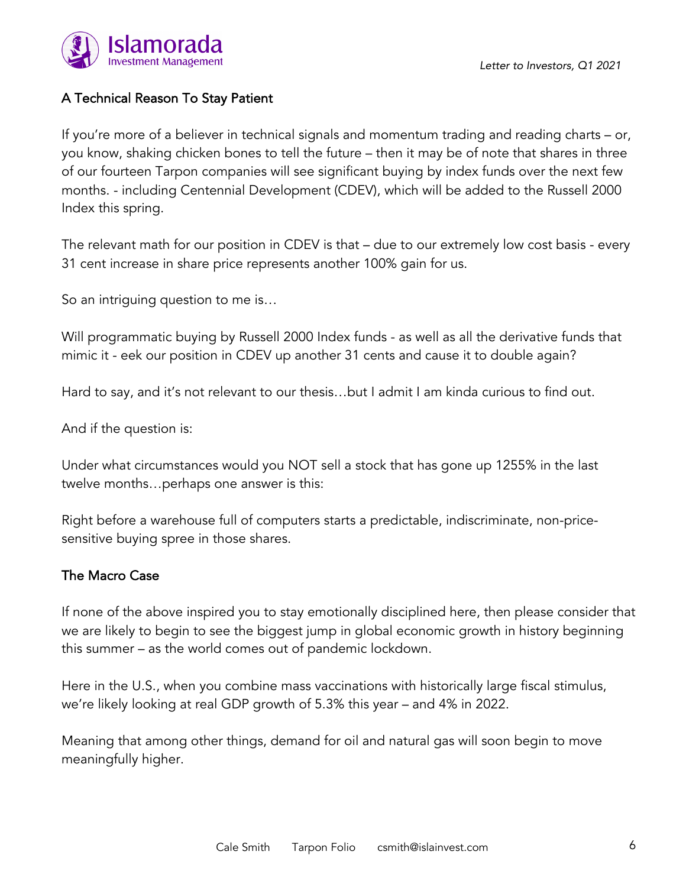## A Technical Reason To Stay Patient

If you're more of a believer in technical signals and momentum trading and reading charts – or, you know, shaking chicken bones to tell the future – then it may be of note that shares in three of our fourteen Tarpon companies will see significant buying by index funds over the next few months. - including Centennial Development (CDEV), which will be added to the Russell 2000 Index this spring.

The relevant math for our position in CDEV is that – due to our extremely low cost basis - every 31 cent increase in share price represents another 100% gain for us.

So an intriguing question to me is…

Will programmatic buying by Russell 2000 Index funds - as well as all the derivative funds that mimic it - eek our position in CDEV up another 31 cents and cause it to double again?

Hard to say, and it's not relevant to our thesis…but I admit I am kinda curious to find out.

And if the question is:

Under what circumstances would you NOT sell a stock that has gone up 1255% in the last twelve months…perhaps one answer is this:

Right before a warehouse full of computers starts a predictable, indiscriminate, non-price-sensitive buying spree in those shares.

## The Macro Case

If none of the above inspired you to stay emotionally disciplined here, then please consider that we are likely to begin to see the biggest jump in global economic growth in history beginning this summer – as the world comes out of pandemic lockdown.

Here in the U.S., when you combine mass vaccinations with historically large fiscal stimulus, we're likely looking at real GDP growth of 5.3% this year – and 4% in 2022.

Meaning that among other things, demand for oil and natural gas will soon begin to move meaningfully higher.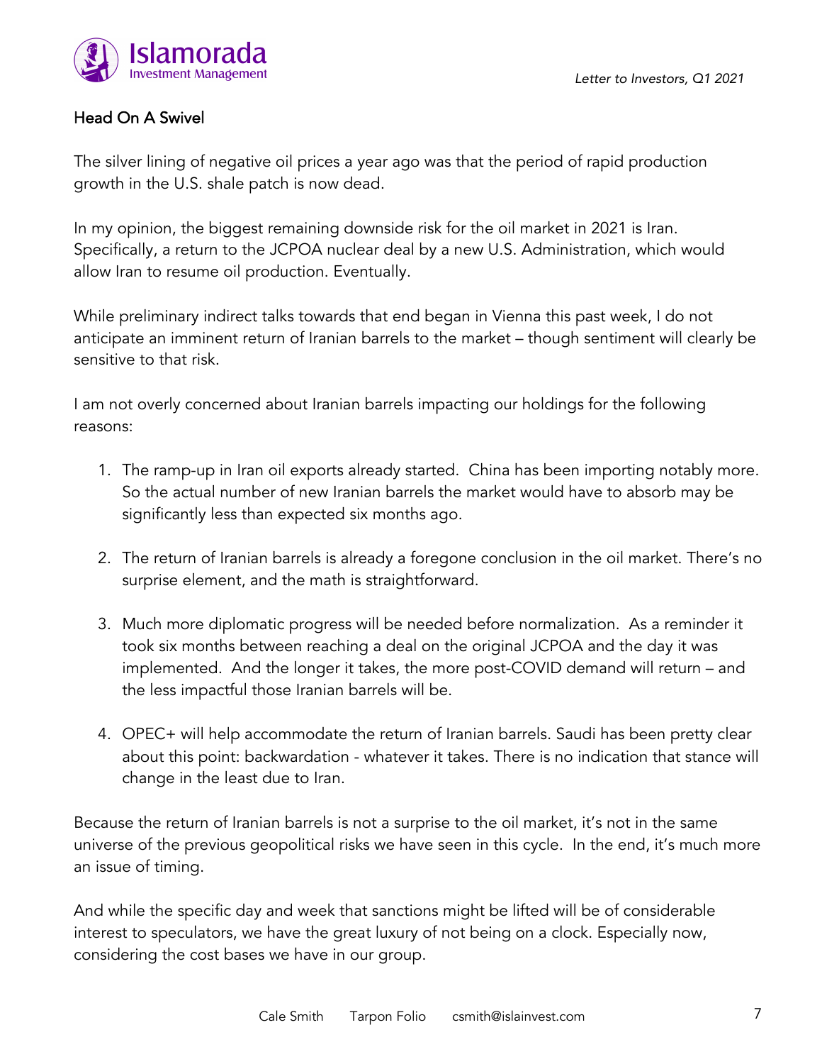## Head On A Swivel

The silver lining of negative oil prices a year ago was that the period of rapid production growth in the U.S. shale patch is now dead.

In my opinion, the biggest remaining downside risk for the oil market in 2021 is Iran. Specifically, a return to the JCPOA nuclear deal by a new U.S. Administration, which would allow Iran to resume oil production. Eventually.

While preliminary indirect talks towards that end began in Vienna this past week, I do not anticipate an imminent return of Iranian barrels to the market – though sentiment will clearly be sensitive to that risk.

I am not overly concerned about Iranian barrels impacting our holdings for the following reasons:

1. The ramp-up in Iran oil exports already started. China has been importing notably more. So the actual number of new Iranian barrels the market would have to absorb may be significantly less than expected six months ago.

2. The return of Iranian barrels is already a foregone conclusion in the oil market. There's no surprise element, and the math is straightforward.

3. Much more diplomatic progress will be needed before normalization. As a reminder it took six months between reaching a deal on the original JCPOA and the day it was implemented. And the longer it takes, the more post-COVID demand will return – and the less impactful those Iranian barrels will be.

4. OPEC+ will help accommodate the return of Iranian barrels. Saudi has been pretty clear about this point: backwardation - whatever it takes. There is no indication that stance will change in the least due to Iran.

Because the return of Iranian barrels is not a surprise to the oil market, it's not in the same universe of the previous geopolitical risks we have seen in this cycle. In the end, it's much more an issue of timing.

And while the specific day and week that sanctions might be lifted will be of considerable interest to speculators, we have the great luxury of not being on a clock. Especially now, considering the cost bases we have in our group.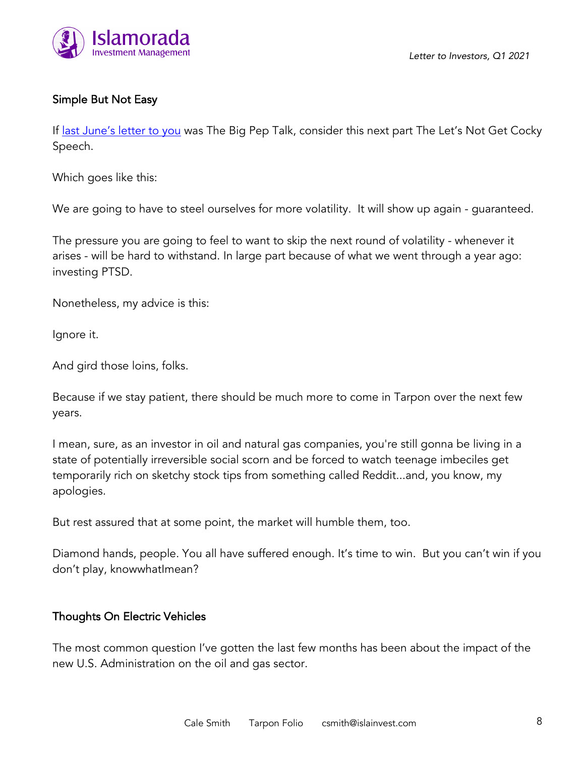## Simple But Not Easy

If [last June's letter to you](#) was The Big Pep Talk, consider this next part The Let's Not Get Cocky Speech.

Which goes like this:

We are going to have to steel ourselves for more volatility.  It will show up again - guaranteed.

The pressure you are going to feel to want to skip the next round of volatility - whenever it arises - will be hard to withstand. In large part because of what we went through a year ago: investing PTSD.

Nonetheless, my advice is this:

Ignore it.

And gird those loins, folks.

Because if we stay patient, there should be much more to come in Tarpon over the next few years.

I mean, sure, as an investor in oil and natural gas companies, you're still gonna be living in a state of potentially irreversible social scorn and be forced to watch teenage imbeciles get temporarily rich on sketchy stock tips from something called Reddit...and, you know, my apologies.

But rest assured that at some point, the market will humble them, too.

Diamond hands, people. You all have suffered enough. It's time to win.  But you can't win if you don't play, knowwhatImean?

## Thoughts On Electric Vehicles

The most common question I've gotten the last few months has been about the impact of the new U.S. Administration on the oil and gas sector.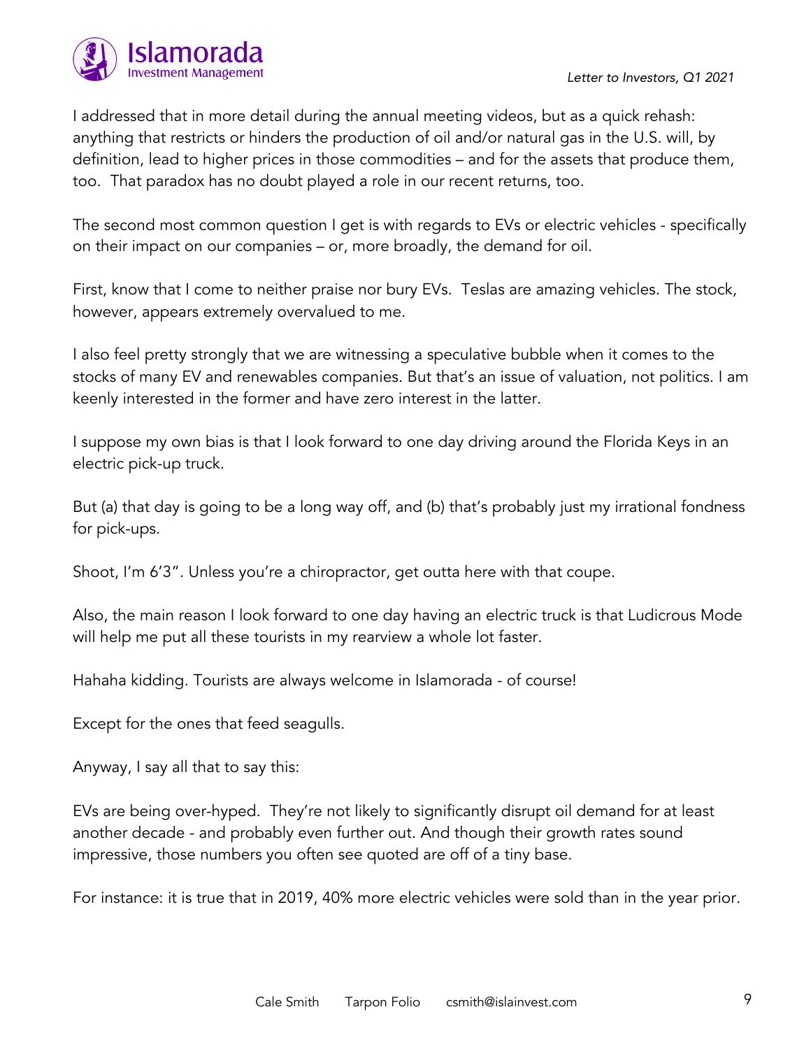I addressed that in more detail during the annual meeting videos, but as a quick rehash: anything that restricts or hinders the production of oil and/or natural gas in the U.S. will, by definition, lead to higher prices in those commodities – and for the assets that produce them, too. That paradox has no doubt played a role in our recent returns, too.

The second most common question I get is with regards to EVs or electric vehicles - specifically on their impact on our companies – or, more broadly, the demand for oil.

First, know that I come to neither praise nor bury EVs. Teslas are amazing vehicles. The stock, however, appears extremely overvalued to me.

I also feel pretty strongly that we are witnessing a speculative bubble when it comes to the stocks of many EV and renewables companies. But that's an issue of valuation, not politics. I am keenly interested in the former and have zero interest in the latter.

I suppose my own bias is that I look forward to one day driving around the Florida Keys in an electric pick-up truck.

But (a) that day is going to be a long way off, and (b) that's probably just my irrational fondness for pick-ups.

Shoot, I'm 6'3". Unless you're a chiropractor, get outta here with that coupe.

Also, the main reason I look forward to one day having an electric truck is that Ludicrous Mode will help me put all these tourists in my rearview a whole lot faster.

Hahaha kidding. Tourists are always welcome in Islamorada - of course!

Except for the ones that feed seagulls.

Anyway, I say all that to say this:

EVs are being over-hyped. They're not likely to significantly disrupt oil demand for at least another decade - and probably even further out. And though their growth rates sound impressive, those numbers you often see quoted are off of a tiny base.

For instance: it is true that in 2019, 40% more electric vehicles were sold than in the year prior.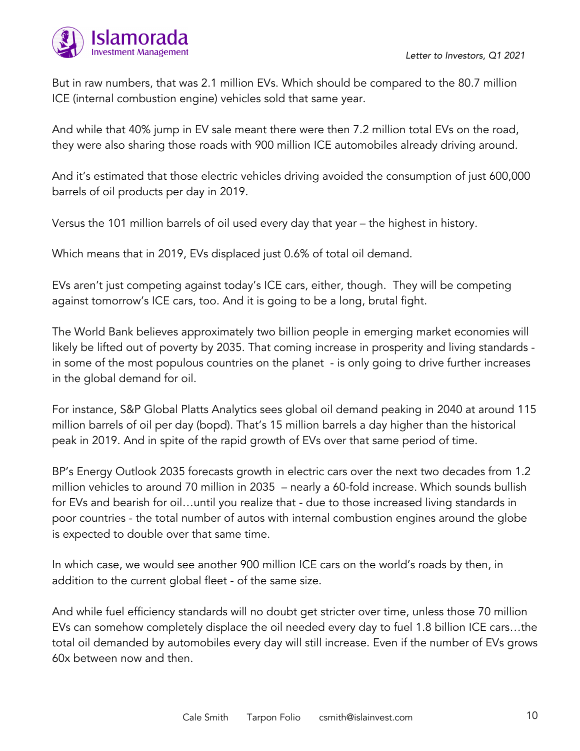But in raw numbers, that was 2.1 million EVs. Which should be compared to the 80.7 million ICE (internal combustion engine) vehicles sold that same year.

And while that 40% jump in EV sale meant there were then 7.2 million total EVs on the road, they were also sharing those roads with 900 million ICE automobiles already driving around.

And it's estimated that those electric vehicles driving avoided the consumption of just 600,000 barrels of oil products per day in 2019.

Versus the 101 million barrels of oil used every day that year – the highest in history.

Which means that in 2019, EVs displaced just 0.6% of total oil demand.

EVs aren't just competing against today's ICE cars, either, though. They will be competing against tomorrow's ICE cars, too. And it is going to be a long, brutal fight.

The World Bank believes approximately two billion people in emerging market economies will likely be lifted out of poverty by 2035. That coming increase in prosperity and living standards - in some of the most populous countries on the planet - is only going to drive further increases in the global demand for oil.

For instance, S&P Global Platts Analytics sees global oil demand peaking in 2040 at around 115 million barrels of oil per day (bopd). That's 15 million barrels a day higher than the historical peak in 2019. And in spite of the rapid growth of EVs over that same period of time.

BP's Energy Outlook 2035 forecasts growth in electric cars over the next two decades from 1.2 million vehicles to around 70 million in 2035 – nearly a 60-fold increase. Which sounds bullish for EVs and bearish for oil…until you realize that - due to those increased living standards in poor countries - the total number of autos with internal combustion engines around the globe is expected to double over that same time.

In which case, we would see another 900 million ICE cars on the world's roads by then, in addition to the current global fleet - of the same size.

And while fuel efficiency standards will no doubt get stricter over time, unless those 70 million EVs can somehow completely displace the oil needed every day to fuel 1.8 billion ICE cars…the total oil demanded by automobiles every day will still increase. Even if the number of EVs grows 60x between now and then.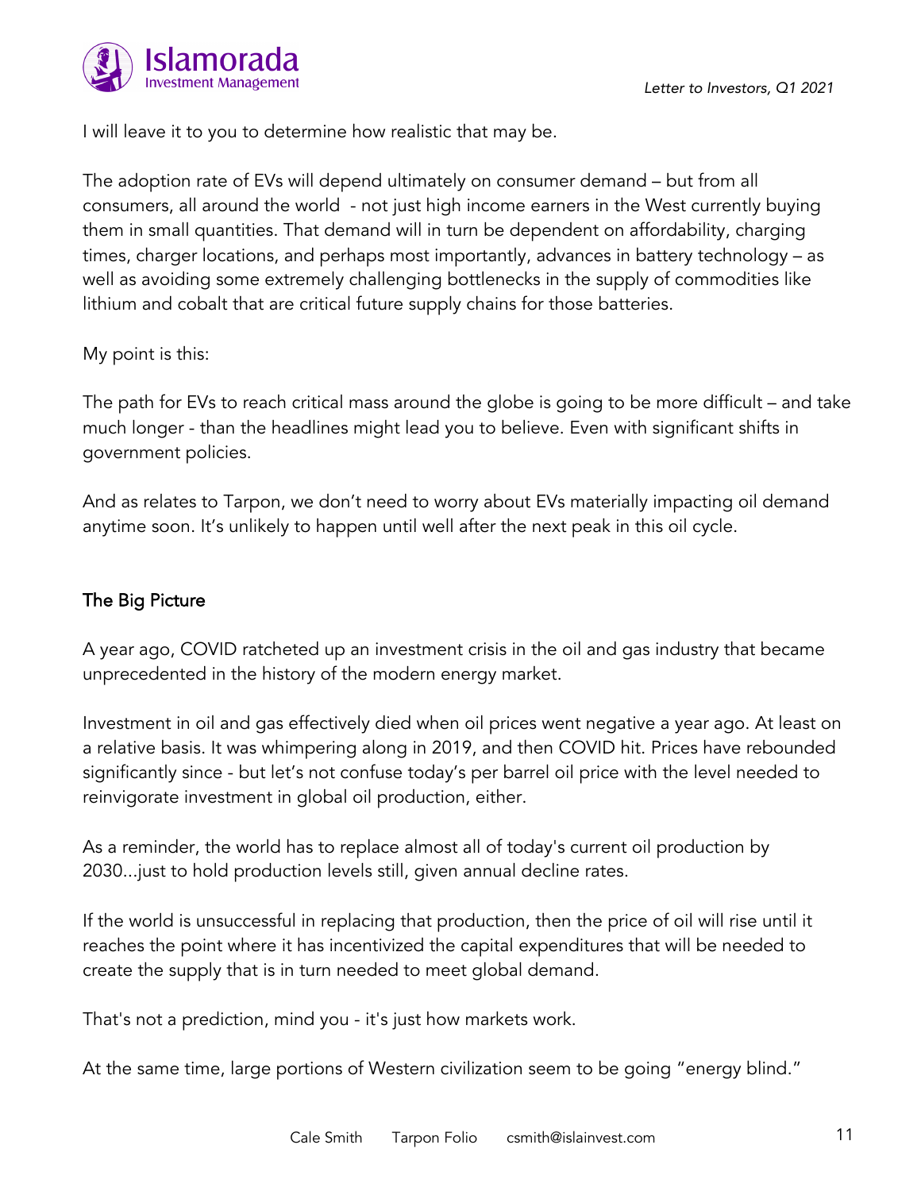I will leave it to you to determine how realistic that may be.

The adoption rate of EVs will depend ultimately on consumer demand – but from all consumers, all around the world - not just high income earners in the West currently buying them in small quantities. That demand will in turn be dependent on affordability, charging times, charger locations, and perhaps most importantly, advances in battery technology – as well as avoiding some extremely challenging bottlenecks in the supply of commodities like lithium and cobalt that are critical future supply chains for those batteries.

My point is this:

The path for EVs to reach critical mass around the globe is going to be more difficult – and take much longer - than the headlines might lead you to believe. Even with significant shifts in government policies.

And as relates to Tarpon, we don't need to worry about EVs materially impacting oil demand anytime soon. It's unlikely to happen until well after the next peak in this oil cycle.

## The Big Picture

A year ago, COVID ratcheted up an investment crisis in the oil and gas industry that became unprecedented in the history of the modern energy market.

Investment in oil and gas effectively died when oil prices went negative a year ago. At least on a relative basis. It was whimpering along in 2019, and then COVID hit. Prices have rebounded significantly since - but let's not confuse today's per barrel oil price with the level needed to reinvigorate investment in global oil production, either.

As a reminder, the world has to replace almost all of today's current oil production by 2030...just to hold production levels still, given annual decline rates.

If the world is unsuccessful in replacing that production, then the price of oil will rise until it reaches the point where it has incentivized the capital expenditures that will be needed to create the supply that is in turn needed to meet global demand.

That's not a prediction, mind you - it's just how markets work.

At the same time, large portions of Western civilization seem to be going "energy blind."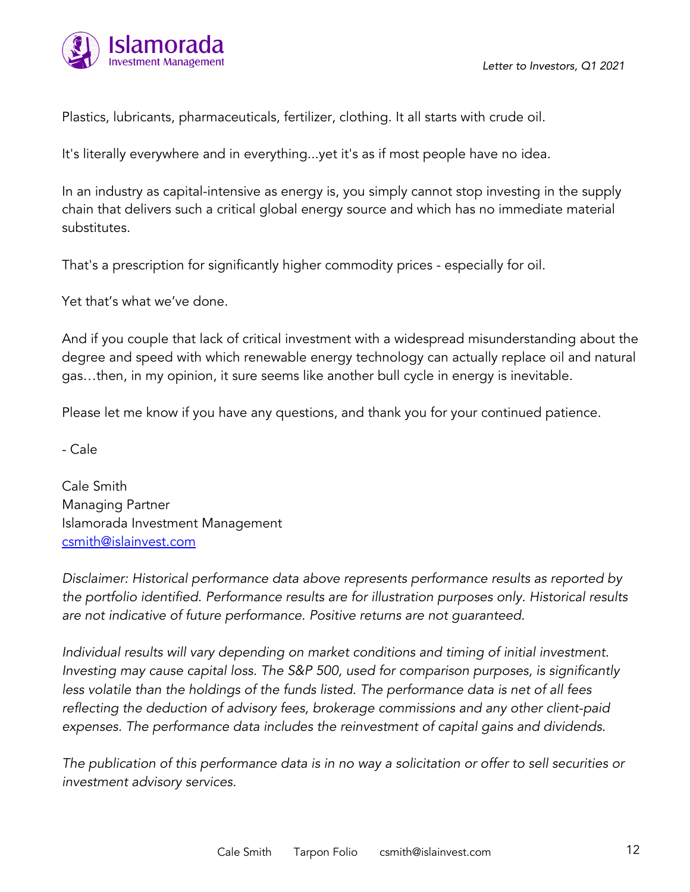Plastics, lubricants, pharmaceuticals, fertilizer, clothing. It all starts with crude oil.

It's literally everywhere and in everything...yet it's as if most people have no idea.

In an industry as capital-intensive as energy is, you simply cannot stop investing in the supply chain that delivers such a critical global energy source and which has no immediate material substitutes.

That's a prescription for significantly higher commodity prices - especially for oil.

Yet that's what we've done.

And if you couple that lack of critical investment with a widespread misunderstanding about the degree and speed with which renewable energy technology can actually replace oil and natural gas…then, in my opinion, it sure seems like another bull cycle in energy is inevitable.

Please let me know if you have any questions, and thank you for your continued patience.

- Cale

Cale Smith
Managing Partner
Islamorada Investment Management
csmith@islainvest.com

*Disclaimer: Historical performance data above represents performance results as reported by the portfolio identified. Performance results are for illustration purposes only. Historical results are not indicative of future performance. Positive returns are not guaranteed.*

*Individual results will vary depending on market conditions and timing of initial investment. Investing may cause capital loss. The S&P 500, used for comparison purposes, is significantly less volatile than the holdings of the funds listed. The performance data is net of all fees reflecting the deduction of advisory fees, brokerage commissions and any other client-paid expenses. The performance data includes the reinvestment of capital gains and dividends.*

*The publication of this performance data is in no way a solicitation or offer to sell securities or investment advisory services.*